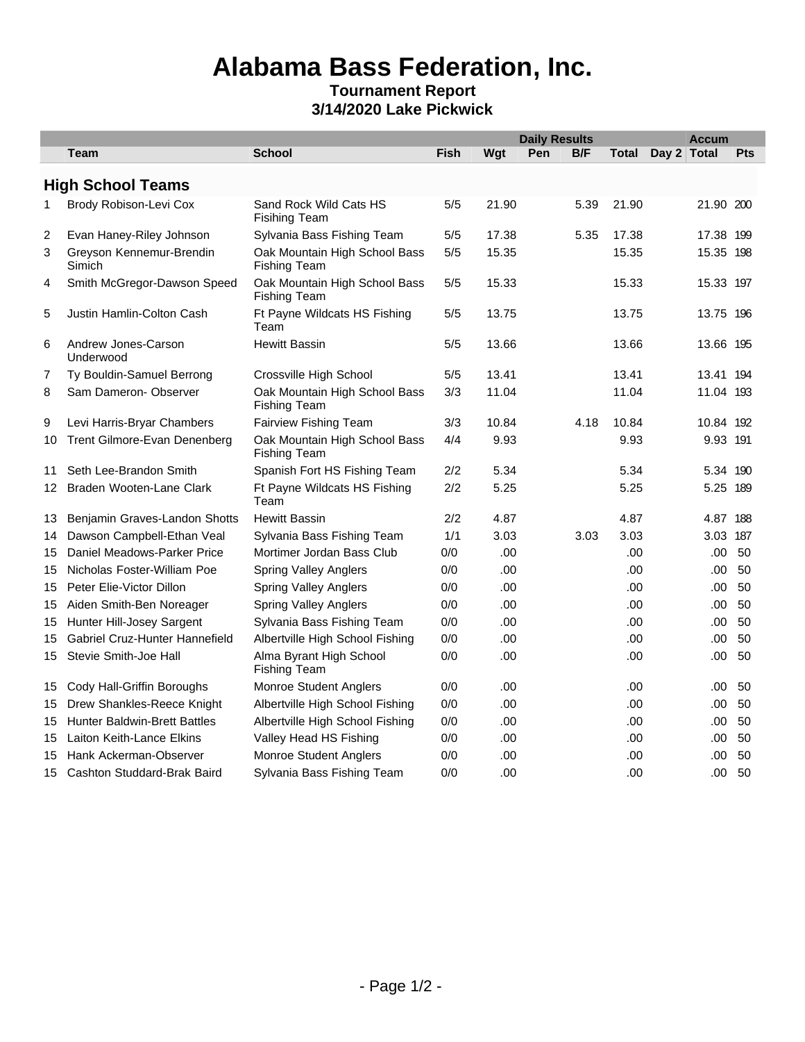# Alabama Bass Federation, Inc.

**Tournament Report**

**3/14/2020 Lake Pickwick**

| | | | Daily Results | | | | | | Accum | |
|---|---|---|---|---|---|---|---|---|---|---|
| | **Team** | **School** | **Fish** | **Wgt** | **Pen** | **B/F** | **Total** | **Day 2** | **Total** | **Pts** |
| **High School Teams** | | | | | | | | | | |
| 1 | Brody Robison-Levi Cox | Sand Rock Wild Cats HS Fisihing Team | 5/5 | 21.90 | | 5.39 | 21.90 | | 21.90 | 200 |
| 2 | Evan Haney-Riley Johnson | Sylvania Bass Fishing Team | 5/5 | 17.38 | | 5.35 | 17.38 | | 17.38 | 199 |
| 3 | Greyson Kennemur-Brendin Simich | Oak Mountain High School Bass Fishing Team | 5/5 | 15.35 | | | 15.35 | | 15.35 | 198 |
| 4 | Smith McGregor-Dawson Speed | Oak Mountain High School Bass Fishing Team | 5/5 | 15.33 | | | 15.33 | | 15.33 | 197 |
| 5 | Justin Hamlin-Colton Cash | Ft Payne Wildcats HS Fishing Team | 5/5 | 13.75 | | | 13.75 | | 13.75 | 196 |
| 6 | Andrew Jones-Carson Underwood | Hewitt Bassin | 5/5 | 13.66 | | | 13.66 | | 13.66 | 195 |
| 7 | Ty Bouldin-Samuel Berrong | Crossville High School | 5/5 | 13.41 | | | 13.41 | | 13.41 | 194 |
| 8 | Sam Dameron- Observer | Oak Mountain High School Bass Fishing Team | 3/3 | 11.04 | | | 11.04 | | 11.04 | 193 |
| 9 | Levi Harris-Bryar Chambers | Fairview Fishing Team | 3/3 | 10.84 | | 4.18 | 10.84 | | 10.84 | 192 |
| 10 | Trent Gilmore-Evan Denenberg | Oak Mountain High School Bass Fishing Team | 4/4 | 9.93 | | | 9.93 | | 9.93 | 191 |
| 11 | Seth Lee-Brandon Smith | Spanish Fort HS Fishing Team | 2/2 | 5.34 | | | 5.34 | | 5.34 | 190 |
| 12 | Braden Wooten-Lane Clark | Ft Payne Wildcats HS Fishing Team | 2/2 | 5.25 | | | 5.25 | | 5.25 | 189 |
| 13 | Benjamin Graves-Landon Shotts | Hewitt Bassin | 2/2 | 4.87 | | | 4.87 | | 4.87 | 188 |
| 14 | Dawson Campbell-Ethan Veal | Sylvania Bass Fishing Team | 1/1 | 3.03 | | 3.03 | 3.03 | | 3.03 | 187 |
| 15 | Daniel Meadows-Parker Price | Mortimer Jordan Bass Club | 0/0 | .00 | | | .00 | | .00 | 50 |
| 15 | Nicholas Foster-William Poe | Spring Valley Anglers | 0/0 | .00 | | | .00 | | .00 | 50 |
| 15 | Peter Elie-Victor Dillon | Spring Valley Anglers | 0/0 | .00 | | | .00 | | .00 | 50 |
| 15 | Aiden Smith-Ben Noreager | Spring Valley Anglers | 0/0 | .00 | | | .00 | | .00 | 50 |
| 15 | Hunter Hill-Josey Sargent | Sylvania Bass Fishing Team | 0/0 | .00 | | | .00 | | .00 | 50 |
| 15 | Gabriel Cruz-Hunter Hannefield | Albertville High School Fishing | 0/0 | .00 | | | .00 | | .00 | 50 |
| 15 | Stevie Smith-Joe Hall | Alma Byrant High School Fishing Team | 0/0 | .00 | | | .00 | | .00 | 50 |
| 15 | Cody Hall-Griffin Boroughs | Monroe Student Anglers | 0/0 | .00 | | | .00 | | .00 | 50 |
| 15 | Drew Shankles-Reece Knight | Albertville High School Fishing | 0/0 | .00 | | | .00 | | .00 | 50 |
| 15 | Hunter Baldwin-Brett Battles | Albertville High School Fishing | 0/0 | .00 | | | .00 | | .00 | 50 |
| 15 | Laiton Keith-Lance Elkins | Valley Head HS Fishing | 0/0 | .00 | | | .00 | | .00 | 50 |
| 15 | Hank Ackerman-Observer | Monroe Student Anglers | 0/0 | .00 | | | .00 | | .00 | 50 |
| 15 | Cashton Studdard-Brak Baird | Sylvania Bass Fishing Team | 0/0 | .00 | | | .00 | | .00 | 50 |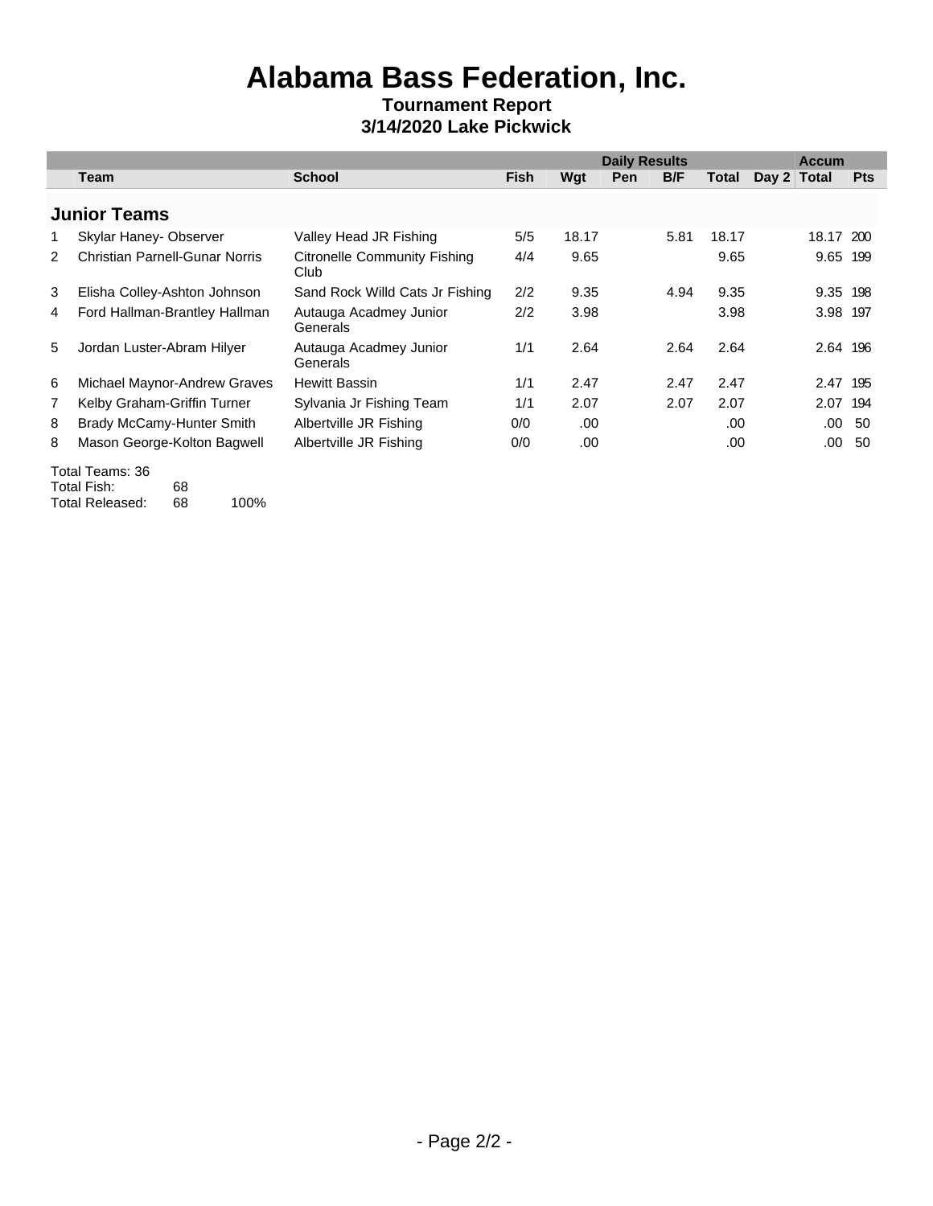# Alabama Bass Federation, Inc.

**Tournament Report**

**3/14/2020 Lake Pickwick**

| | | | Daily Results | | | | | | Accum | |
|---|---|---|---|---|---|---|---|---|---|---|
| | **Team** | **School** | **Fish** | **Wgt** | **Pen** | **B/F** | **Total** | **Day 2** | **Total** | **Pts** |
| | **Junior Teams** | | | | | | | | | |
| 1 | Skylar Haney- Observer | Valley Head JR Fishing | 5/5 | 18.17 | | 5.81 | 18.17 | | 18.17 | 200 |
| 2 | Christian Parnell-Gunar Norris | Citronelle Community Fishing Club | 4/4 | 9.65 | | | 9.65 | | 9.65 | 199 |
| 3 | Elisha Colley-Ashton Johnson | Sand Rock Willd Cats Jr Fishing | 2/2 | 9.35 | | 4.94 | 9.35 | | 9.35 | 198 |
| 4 | Ford Hallman-Brantley Hallman | Autauga Acadmey Junior Generals | 2/2 | 3.98 | | | 3.98 | | 3.98 | 197 |
| 5 | Jordan Luster-Abram Hilyer | Autauga Acadmey Junior Generals | 1/1 | 2.64 | | 2.64 | 2.64 | | 2.64 | 196 |
| 6 | Michael Maynor-Andrew Graves | Hewitt Bassin | 1/1 | 2.47 | | 2.47 | 2.47 | | 2.47 | 195 |
| 7 | Kelby Graham-Griffin Turner | Sylvania Jr Fishing Team | 1/1 | 2.07 | | 2.07 | 2.07 | | 2.07 | 194 |
| 8 | Brady McCamy-Hunter Smith | Albertville JR Fishing | 0/0 | .00 | | | .00 | | .00 | 50 |
| 8 | Mason George-Kolton Bagwell | Albertville JR Fishing | 0/0 | .00 | | | .00 | | .00 | 50 |

Total Teams: 36
Total Fish: 68
Total Released: 68 100%